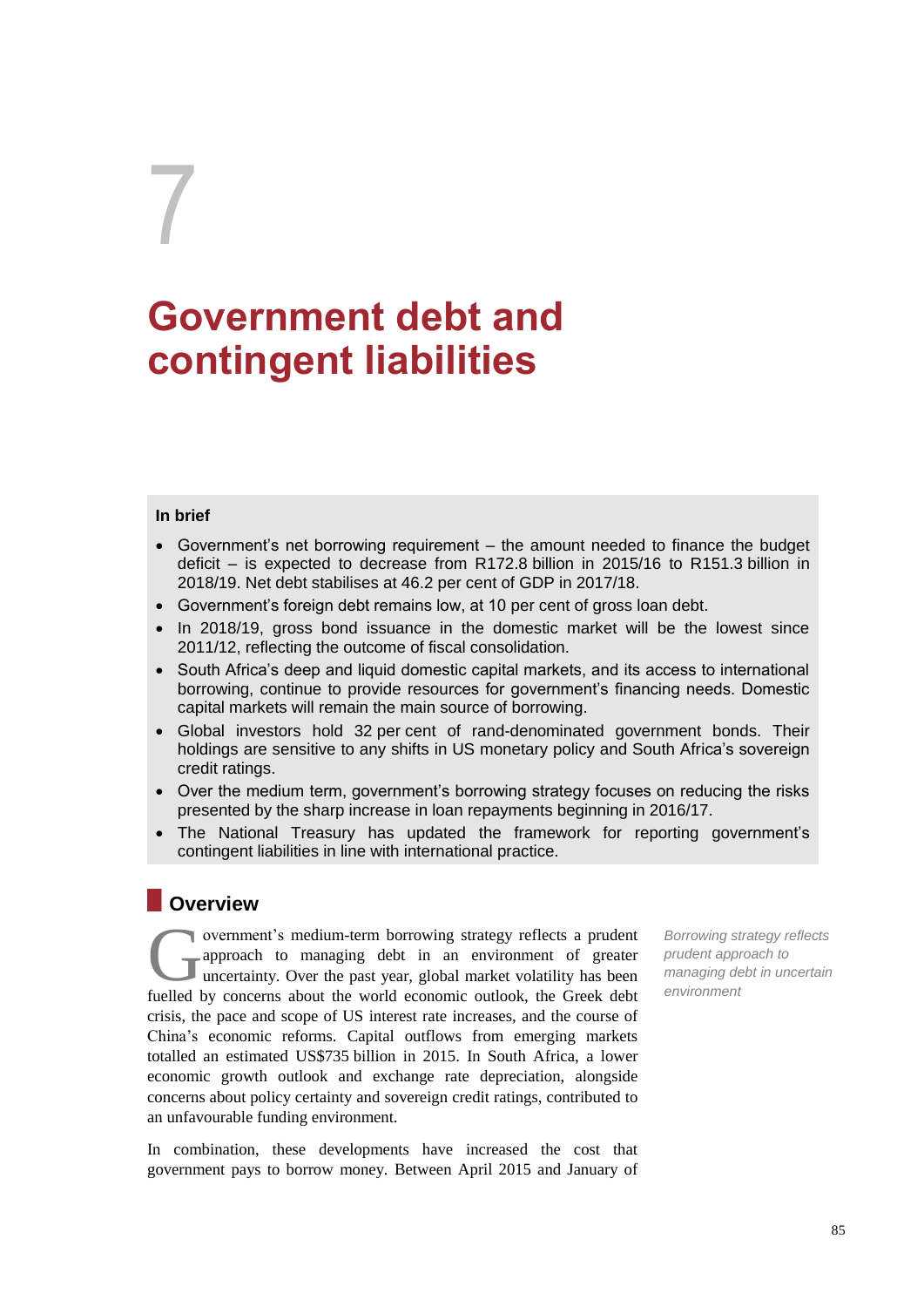# 7

# Government debt and contingent liabilities

**In brief**

- Government's net borrowing requirement – the amount needed to finance the budget deficit – is expected to decrease from R172.8 billion in 2015/16 to R151.3 billion in 2018/19. Net debt stabilises at 46.2 per cent of GDP in 2017/18.
- Government's foreign debt remains low, at 10 per cent of gross loan debt.
- In 2018/19, gross bond issuance in the domestic market will be the lowest since 2011/12, reflecting the outcome of fiscal consolidation.
- South Africa's deep and liquid domestic capital markets, and its access to international borrowing, continue to provide resources for government's financing needs. Domestic capital markets will remain the main source of borrowing.
- Global investors hold 32 per cent of rand-denominated government bonds. Their holdings are sensitive to any shifts in US monetary policy and South Africa's sovereign credit ratings.
- Over the medium term, government's borrowing strategy focuses on reducing the risks presented by the sharp increase in loan repayments beginning in 2016/17.
- The National Treasury has updated the framework for reporting government's contingent liabilities in line with international practice.

## Overview

*Borrowing strategy reflects prudent approach to managing debt in uncertain environment*

Government's medium-term borrowing strategy reflects a prudent approach to managing debt in an environment of greater uncertainty. Over the past year, global market volatility has been fuelled by concerns about the world economic outlook, the Greek debt crisis, the pace and scope of US interest rate increases, and the course of China's economic reforms. Capital outflows from emerging markets totalled an estimated US$735 billion in 2015. In South Africa, a lower economic growth outlook and exchange rate depreciation, alongside concerns about policy certainty and sovereign credit ratings, contributed to an unfavourable funding environment.

In combination, these developments have increased the cost that government pays to borrow money. Between April 2015 and January of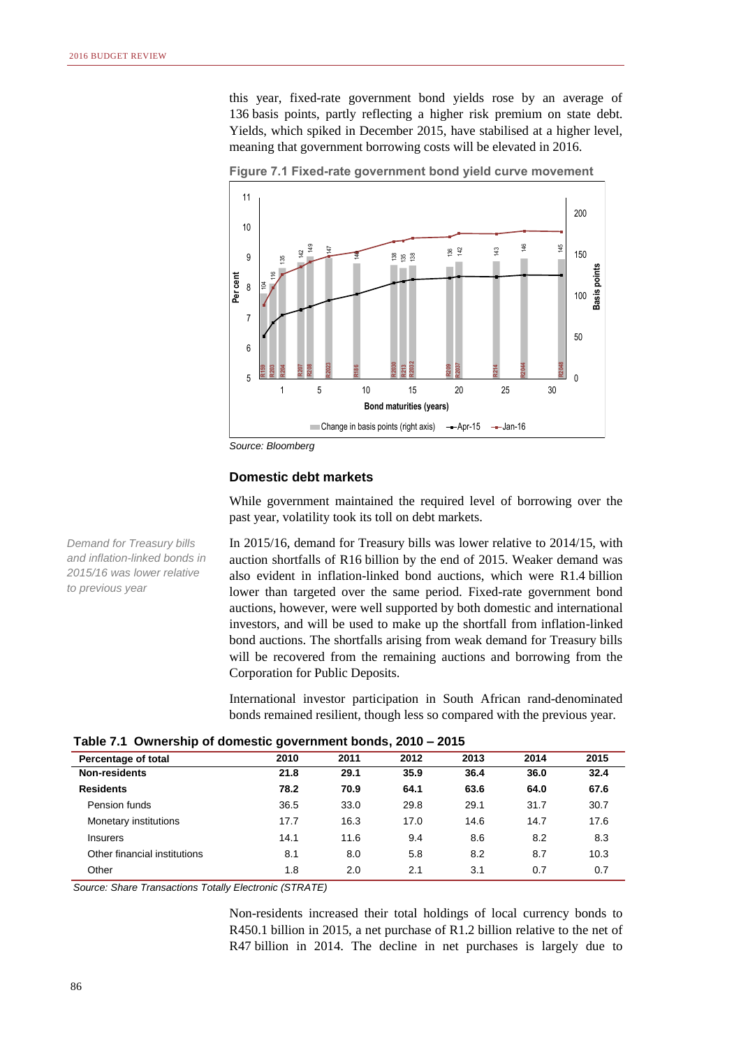this year, fixed-rate government bond yields rose by an average of 136 basis points, partly reflecting a higher risk premium on state debt. Yields, which spiked in December 2015, have stabilised at a higher level, meaning that government borrowing costs will be elevated in 2016.

**Figure 7.1 Fixed-rate government bond yield curve movement**

*Source: Bloomberg*

### Domestic debt markets

While government maintained the required level of borrowing over the past year, volatility took its toll on debt markets.

*Demand for Treasury bills and inflation-linked bonds in 2015/16 was lower relative to previous year*

In 2015/16, demand for Treasury bills was lower relative to 2014/15, with auction shortfalls of R16 billion by the end of 2015. Weaker demand was also evident in inflation-linked bond auctions, which were R1.4 billion lower than targeted over the same period. Fixed-rate government bond auctions, however, were well supported by both domestic and international investors, and will be used to make up the shortfall from inflation-linked bond auctions. The shortfalls arising from weak demand for Treasury bills will be recovered from the remaining auctions and borrowing from the Corporation for Public Deposits.

International investor participation in South African rand-denominated bonds remained resilient, though less so compared with the previous year.

**Table 7.1 Ownership of domestic government bonds, 2010 – 2015**

| Percentage of total | 2010 | 2011 | 2012 | 2013 | 2014 | 2015 |
|---|---|---|---|---|---|---|
| **Non-residents** | **21.8** | **29.1** | **35.9** | **36.4** | **36.0** | **32.4** |
| **Residents** | **78.2** | **70.9** | **64.1** | **63.6** | **64.0** | **67.6** |
| Pension funds | 36.5 | 33.0 | 29.8 | 29.1 | 31.7 | 30.7 |
| Monetary institutions | 17.7 | 16.3 | 17.0 | 14.6 | 14.7 | 17.6 |
| Insurers | 14.1 | 11.6 | 9.4 | 8.6 | 8.2 | 8.3 |
| Other financial institutions | 8.1 | 8.0 | 5.8 | 8.2 | 8.7 | 10.3 |
| Other | 1.8 | 2.0 | 2.1 | 3.1 | 0.7 | 0.7 |

*Source: Share Transactions Totally Electronic (STRATE)*

Non-residents increased their total holdings of local currency bonds to R450.1 billion in 2015, a net purchase of R1.2 billion relative to the net of R47 billion in 2014. The decline in net purchases is largely due to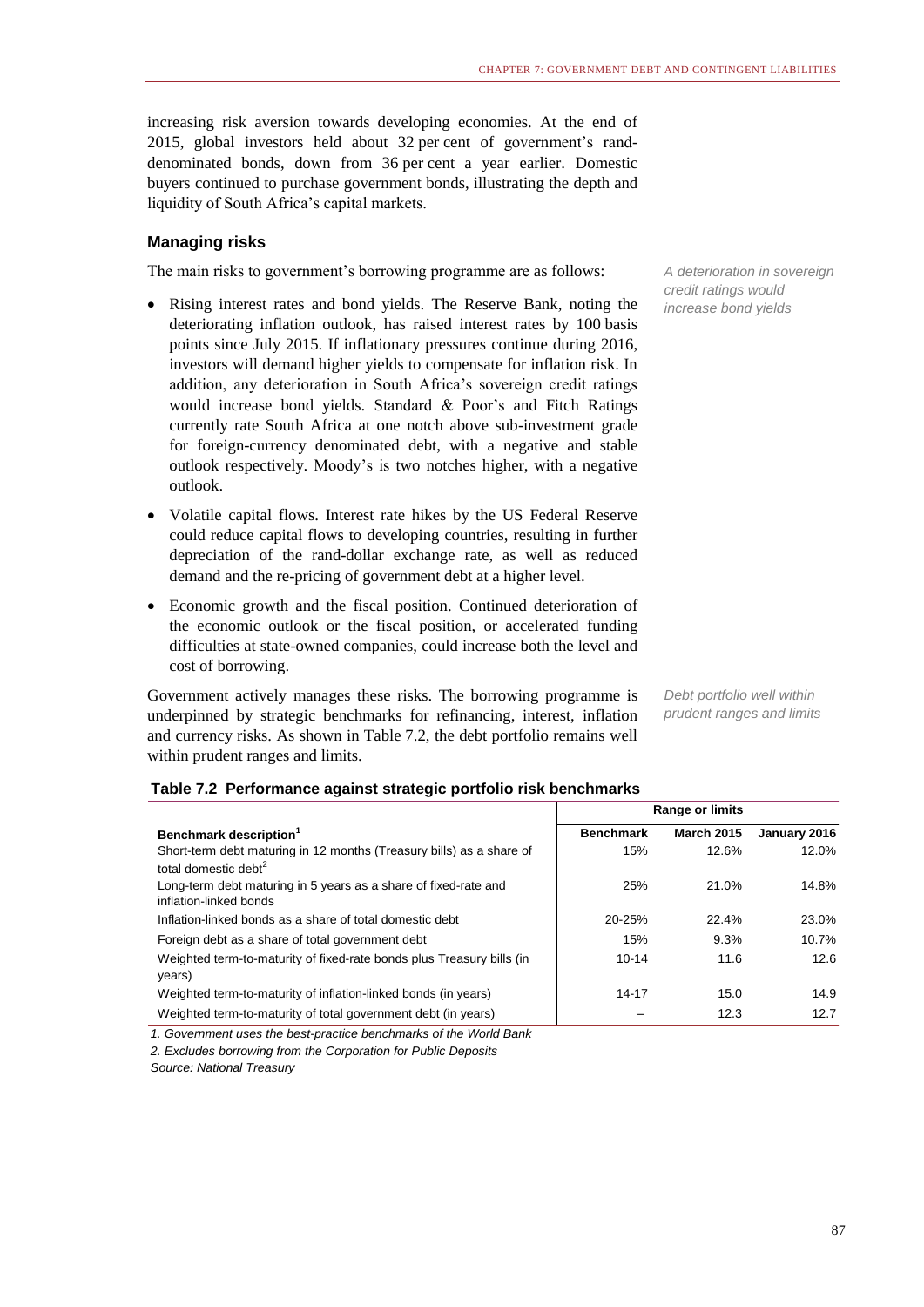increasing risk aversion towards developing economies. At the end of 2015, global investors held about 32 per cent of government's rand-denominated bonds, down from 36 per cent a year earlier. Domestic buyers continued to purchase government bonds, illustrating the depth and liquidity of South Africa's capital markets.

### Managing risks

The main risks to government's borrowing programme are as follows:

*A deterioration in sovereign credit ratings would increase bond yields*

- Rising interest rates and bond yields. The Reserve Bank, noting the deteriorating inflation outlook, has raised interest rates by 100 basis points since July 2015. If inflationary pressures continue during 2016, investors will demand higher yields to compensate for inflation risk. In addition, any deterioration in South Africa's sovereign credit ratings would increase bond yields. Standard & Poor's and Fitch Ratings currently rate South Africa at one notch above sub-investment grade for foreign-currency denominated debt, with a negative and stable outlook respectively. Moody's is two notches higher, with a negative outlook.
- Volatile capital flows. Interest rate hikes by the US Federal Reserve could reduce capital flows to developing countries, resulting in further depreciation of the rand-dollar exchange rate, as well as reduced demand and the re-pricing of government debt at a higher level.
- Economic growth and the fiscal position. Continued deterioration of the economic outlook or the fiscal position, or accelerated funding difficulties at state-owned companies, could increase both the level and cost of borrowing.

*Debt portfolio well within prudent ranges and limits*

Government actively manages these risks. The borrowing programme is underpinned by strategic benchmarks for refinancing, interest, inflation and currency risks. As shown in Table 7.2, the debt portfolio remains well within prudent ranges and limits.

**Table 7.2 Performance against strategic portfolio risk benchmarks**

| | Range or limits | | |
|---|---|---|---|
| **Benchmark description[1]** | **Benchmark** | **March 2015** | **January 2016** |
| Short-term debt maturing in 12 months (Treasury bills) as a share of total domestic debt[2] | 15% | 12.6% | 12.0% |
| Long-term debt maturing in 5 years as a share of fixed-rate and inflation-linked bonds | 25% | 21.0% | 14.8% |
| Inflation-linked bonds as a share of total domestic debt | 20-25% | 22.4% | 23.0% |
| Foreign debt as a share of total government debt | 15% | 9.3% | 10.7% |
| Weighted term-to-maturity of fixed-rate bonds plus Treasury bills (in years) | 10-14 | 11.6 | 12.6 |
| Weighted term-to-maturity of inflation-linked bonds (in years) | 14-17 | 15.0 | 14.9 |
| Weighted term-to-maturity of total government debt (in years) | – | 12.3 | 12.7 |

*1. Government uses the best-practice benchmarks of the World Bank*

*2. Excludes borrowing from the Corporation for Public Deposits*

*Source: National Treasury*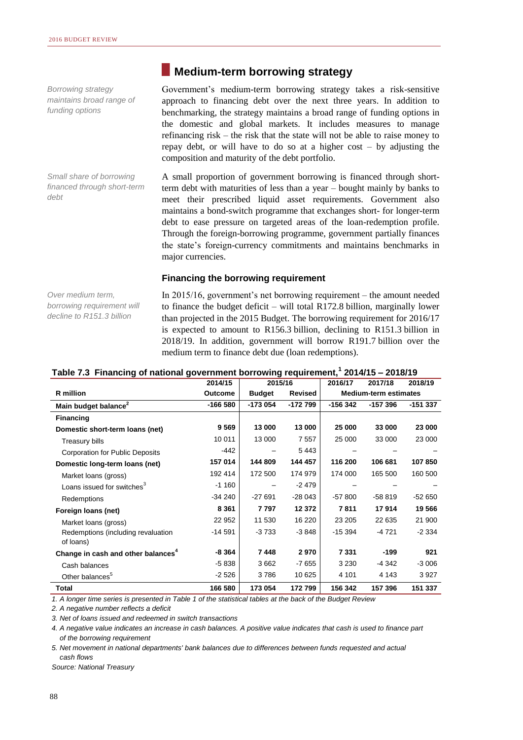## Medium-term borrowing strategy

*Borrowing strategy maintains broad range of funding options*

Government's medium-term borrowing strategy takes a risk-sensitive approach to financing debt over the next three years. In addition to benchmarking, the strategy maintains a broad range of funding options in the domestic and global markets. It includes measures to manage refinancing risk – the risk that the state will not be able to raise money to repay debt, or will have to do so at a higher cost – by adjusting the composition and maturity of the debt portfolio.

*Small share of borrowing financed through short-term debt*

A small proportion of government borrowing is financed through short-term debt with maturities of less than a year – bought mainly by banks to meet their prescribed liquid asset requirements. Government also maintains a bond-switch programme that exchanges short- for longer-term debt to ease pressure on targeted areas of the loan-redemption profile. Through the foreign-borrowing programme, government partially finances the state's foreign-currency commitments and maintains benchmarks in major currencies.

### Financing the borrowing requirement

*Over medium term, borrowing requirement will decline to R151.3 billion*

In 2015/16, government's net borrowing requirement – the amount needed to finance the budget deficit – will total R172.8 billion, marginally lower than projected in the 2015 Budget. The borrowing requirement for 2016/17 is expected to amount to R156.3 billion, declining to R151.3 billion in 2018/19. In addition, government will borrow R191.7 billion over the medium term to finance debt due (loan redemptions).

**Table 7.3 Financing of national government borrowing requirement,[1] 2014/15 – 2018/19**

| | 2014/15 | 2015/16 | | 2016/17 | 2017/18 | 2018/19 |
|---|---|---|---|---|---|---|
| **R million** | **Outcome** | **Budget** | **Revised** | **Medium-term estimates** | | |
| **Main budget balance[2]** | **-166 580** | **-173 054** | **-172 799** | **-156 342** | **-157 396** | **-151 337** |
| **Financing** | | | | | | |
| **Domestic short-term loans (net)** | **9 569** | **13 000** | **13 000** | **25 000** | **33 000** | **23 000** |
| Treasury bills | 10 011 | 13 000 | 7 557 | 25 000 | 33 000 | 23 000 |
| Corporation for Public Deposits | -442 | – | 5 443 | – | – | – |
| **Domestic long-term loans (net)** | **157 014** | **144 809** | **144 457** | **116 200** | **106 681** | **107 850** |
| Market loans (gross) | 192 414 | 172 500 | 174 979 | 174 000 | 165 500 | 160 500 |
| Loans issued for switches[3] | -1 160 | – | -2 479 | – | – | – |
| Redemptions | -34 240 | -27 691 | -28 043 | -57 800 | -58 819 | -52 650 |
| **Foreign loans (net)** | **8 361** | **7 797** | **12 372** | **7 811** | **17 914** | **19 566** |
| Market loans (gross) | 22 952 | 11 530 | 16 220 | 23 205 | 22 635 | 21 900 |
| Redemptions (including revaluation of loans) | -14 591 | -3 733 | -3 848 | -15 394 | -4 721 | -2 334 |
| **Change in cash and other balances[4]** | **-8 364** | **7 448** | **2 970** | **7 331** | **-199** | **921** |
| Cash balances | -5 838 | 3 662 | -7 655 | 3 230 | -4 342 | -3 006 |
| Other balances[5] | -2 526 | 3 786 | 10 625 | 4 101 | 4 143 | 3 927 |
| **Total** | **166 580** | **173 054** | **172 799** | **156 342** | **157 396** | **151 337** |

*1. A longer time series is presented in Table 1 of the statistical tables at the back of the Budget Review*

*2. A negative number reflects a deficit*

*3. Net of loans issued and redeemed in switch transactions*

*4. A negative value indicates an increase in cash balances. A positive value indicates that cash is used to finance part of the borrowing requirement*

*5. Net movement in national departments' bank balances due to differences between funds requested and actual cash flows*

*Source: National Treasury*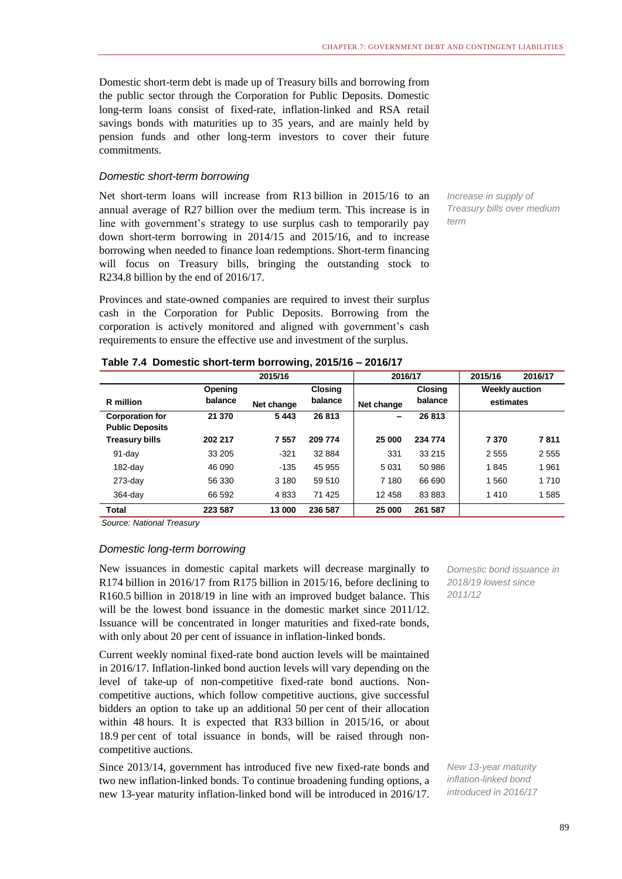Domestic short-term debt is made up of Treasury bills and borrowing from the public sector through the Corporation for Public Deposits. Domestic long-term loans consist of fixed-rate, inflation-linked and RSA retail savings bonds with maturities up to 35 years, and are mainly held by pension funds and other long-term investors to cover their future commitments.

### *Domestic short-term borrowing*

*Increase in supply of Treasury bills over medium term*

Net short-term loans will increase from R13 billion in 2015/16 to an annual average of R27 billion over the medium term. This increase is in line with government's strategy to use surplus cash to temporarily pay down short-term borrowing in 2014/15 and 2015/16, and to increase borrowing when needed to finance loan redemptions. Short-term financing will focus on Treasury bills, bringing the outstanding stock to R234.8 billion by the end of 2016/17.

Provinces and state-owned companies are required to invest their surplus cash in the Corporation for Public Deposits. Borrowing from the corporation is actively monitored and aligned with government's cash requirements to ensure the effective use and investment of the surplus.

**Table 7.4 Domestic short-term borrowing, 2015/16 – 2016/17**

| | 2015/16 | | | 2016/17 | | 2015/16 | 2016/17 |
|---|---|---|---|---|---|---|---|
| R million | Opening balance | Net change | Closing balance | Net change | Closing balance | Weekly auction estimates | |
| **Corporation for Public Deposits** | **21 370** | **5 443** | **26 813** | **–** | **26 813** | | |
| **Treasury bills** | **202 217** | **7 557** | **209 774** | **25 000** | **234 774** | **7 370** | **7 811** |
| 91-day | 33 205 | -321 | 32 884 | 331 | 33 215 | 2 555 | 2 555 |
| 182-day | 46 090 | -135 | 45 955 | 5 031 | 50 986 | 1 845 | 1 961 |
| 273-day | 56 330 | 3 180 | 59 510 | 7 180 | 66 690 | 1 560 | 1 710 |
| 364-day | 66 592 | 4 833 | 71 425 | 12 458 | 83 883 | 1 410 | 1 585 |
| **Total** | **223 587** | **13 000** | **236 587** | **25 000** | **261 587** | | |

Source: National Treasury

### *Domestic long-term borrowing*

*Domestic bond issuance in 2018/19 lowest since 2011/12*

New issuances in domestic capital markets will decrease marginally to R174 billion in 2016/17 from R175 billion in 2015/16, before declining to R160.5 billion in 2018/19 in line with an improved budget balance. This will be the lowest bond issuance in the domestic market since 2011/12. Issuance will be concentrated in longer maturities and fixed-rate bonds, with only about 20 per cent of issuance in inflation-linked bonds.

Current weekly nominal fixed-rate bond auction levels will be maintained in 2016/17. Inflation-linked bond auction levels will vary depending on the level of take-up of non-competitive fixed-rate bond auctions. Non-competitive auctions, which follow competitive auctions, give successful bidders an option to take up an additional 50 per cent of their allocation within 48 hours. It is expected that R33 billion in 2015/16, or about 18.9 per cent of total issuance in bonds, will be raised through non-competitive auctions.

*New 13-year maturity inflation-linked bond introduced in 2016/17*

Since 2013/14, government has introduced five new fixed-rate bonds and two new inflation-linked bonds. To continue broadening funding options, a new 13-year maturity inflation-linked bond will be introduced in 2016/17.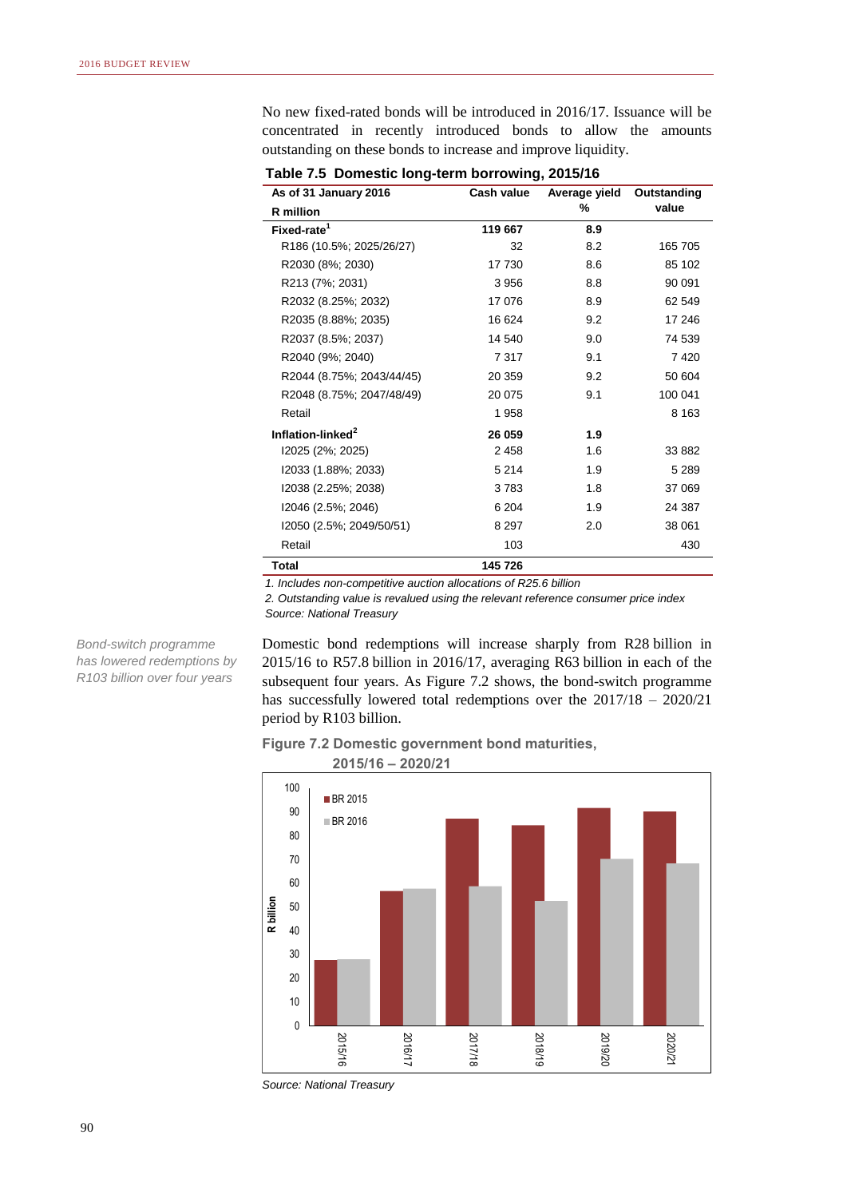No new fixed-rated bonds will be introduced in 2016/17. Issuance will be concentrated in recently introduced bonds to allow the amounts outstanding on these bonds to increase and improve liquidity.

**Table 7.5 Domestic long-term borrowing, 2015/16**

| As of 31 January 2016<br>R million | Cash value | Average yield % | Outstanding value |
|---|---|---|---|
| **Fixed-rate[1]** | **119 667** | **8.9** | |
| R186 (10.5%; 2025/26/27) | 32 | 8.2 | 165 705 |
| R2030 (8%; 2030) | 17 730 | 8.6 | 85 102 |
| R213 (7%; 2031) | 3 956 | 8.8 | 90 091 |
| R2032 (8.25%; 2032) | 17 076 | 8.9 | 62 549 |
| R2035 (8.88%; 2035) | 16 624 | 9.2 | 17 246 |
| R2037 (8.5%; 2037) | 14 540 | 9.0 | 74 539 |
| R2040 (9%; 2040) | 7 317 | 9.1 | 7 420 |
| R2044 (8.75%; 2043/44/45) | 20 359 | 9.2 | 50 604 |
| R2048 (8.75%; 2047/48/49) | 20 075 | 9.1 | 100 041 |
| Retail | 1 958 | | 8 163 |
| **Inflation-linked[2]** | **26 059** | **1.9** | |
| I2025 (2%; 2025) | 2 458 | 1.6 | 33 882 |
| I2033 (1.88%; 2033) | 5 214 | 1.9 | 5 289 |
| I2038 (2.25%; 2038) | 3 783 | 1.8 | 37 069 |
| I2046 (2.5%; 2046) | 6 204 | 1.9 | 24 387 |
| I2050 (2.5%; 2049/50/51) | 8 297 | 2.0 | 38 061 |
| Retail | 103 | | 430 |
| **Total** | **145 726** | | |

*1. Includes non-competitive auction allocations of R25.6 billion*

*2. Outstanding value is revalued using the relevant reference consumer price index*

*Source: National Treasury*

*Bond-switch programme has lowered redemptions by R103 billion over four years*

Domestic bond redemptions will increase sharply from R28 billion in 2015/16 to R57.8 billion in 2016/17, averaging R63 billion in each of the subsequent four years. As Figure 7.2 shows, the bond-switch programme has successfully lowered total redemptions over the 2017/18 – 2020/21 period by R103 billion.

**Figure 7.2 Domestic government bond maturities, 2015/16 – 2020/21**

*Source: National Treasury*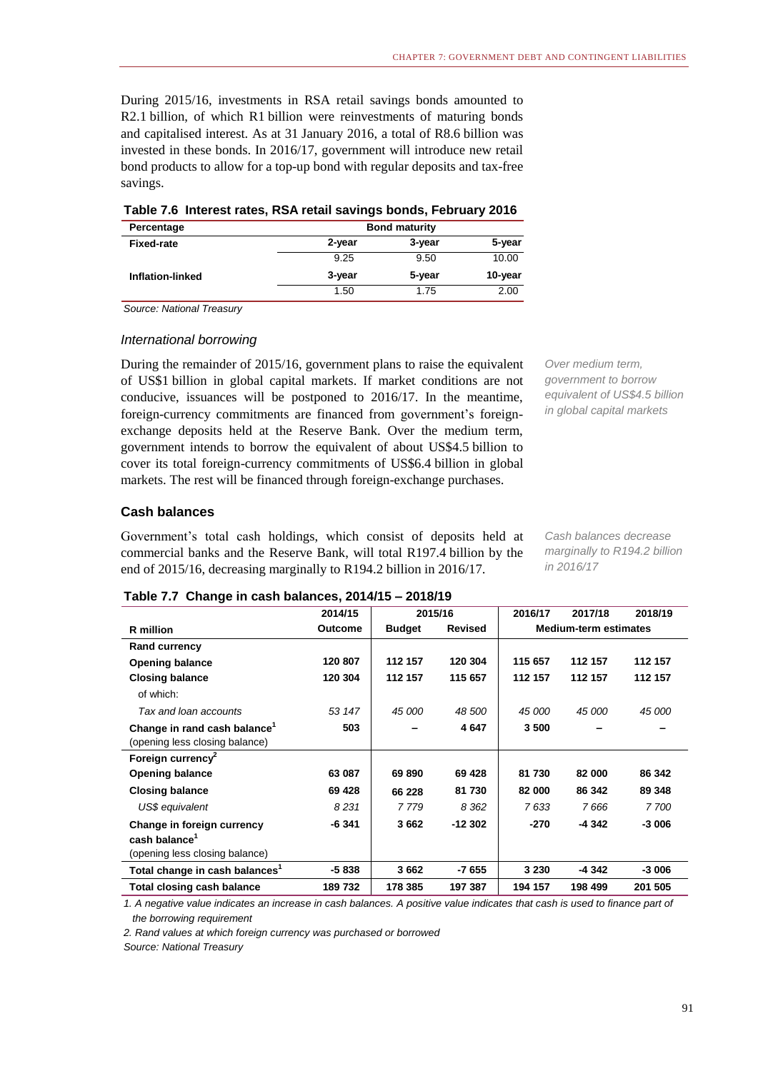During 2015/16, investments in RSA retail savings bonds amounted to R2.1 billion, of which R1 billion were reinvestments of maturing bonds and capitalised interest. As at 31 January 2016, a total of R8.6 billion was invested in these bonds. In 2016/17, government will introduce new retail bond products to allow for a top-up bond with regular deposits and tax-free savings.

**Table 7.6 Interest rates, RSA retail savings bonds, February 2016**

| Percentage | Bond maturity | | |
|---|---|---|---|
| **Fixed-rate** | **2-year** | **3-year** | **5-year** |
| | 9.25 | 9.50 | 10.00 |
| **Inflation-linked** | **3-year** | **5-year** | **10-year** |
| | 1.50 | 1.75 | 2.00 |

*Source: National Treasury*

### *International borrowing*

*Over medium term, government to borrow equivalent of US$4.5 billion in global capital markets*

During the remainder of 2015/16, government plans to raise the equivalent of US$1 billion in global capital markets. If market conditions are not conducive, issuances will be postponed to 2016/17. In the meantime, foreign-currency commitments are financed from government's foreign-exchange deposits held at the Reserve Bank. Over the medium term, government intends to borrow the equivalent of about US$4.5 billion to cover its total foreign-currency commitments of US$6.4 billion in global markets. The rest will be financed through foreign-exchange purchases.

## Cash balances

*Cash balances decrease marginally to R194.2 billion in 2016/17*

Government's total cash holdings, which consist of deposits held at commercial banks and the Reserve Bank, will total R197.4 billion by the end of 2015/16, decreasing marginally to R194.2 billion in 2016/17.

**Table 7.7 Change in cash balances, 2014/15 – 2018/19**

| | 2014/15 | 2015/16 | | 2016/17 | 2017/18 | 2018/19 |
|---|---|---|---|---|---|---|
| **R million** | **Outcome** | **Budget** | **Revised** | **Medium-term estimates** | | |
| **Rand currency** | | | | | | |
| **Opening balance** | **120 807** | **112 157** | **120 304** | **115 657** | **112 157** | **112 157** |
| **Closing balance** | **120 304** | **112 157** | **115 657** | **112 157** | **112 157** | **112 157** |
| of which: | | | | | | |
| *Tax and loan accounts* | *53 147* | *45 000* | *48 500* | *45 000* | *45 000* | *45 000* |
| **Change in rand cash balance[1]** (opening less closing balance) | **503** | **–** | **4 647** | **3 500** | **–** | **–** |
| **Foreign currency[2]** | | | | | | |
| **Opening balance** | **63 087** | **69 890** | **69 428** | **81 730** | **82 000** | **86 342** |
| **Closing balance** | **69 428** | **66 228** | **81 730** | **82 000** | **86 342** | **89 348** |
| *US$ equivalent* | *8 231* | *7 779* | *8 362* | *7 633* | *7 666* | *7 700* |
| **Change in foreign currency cash balance[1]** (opening less closing balance) | **-6 341** | **3 662** | **-12 302** | **-270** | **-4 342** | **-3 006** |
| **Total change in cash balances[1]** | **-5 838** | **3 662** | **-7 655** | **3 230** | **-4 342** | **-3 006** |
| **Total closing cash balance** | **189 732** | **178 385** | **197 387** | **194 157** | **198 499** | **201 505** |

*1. A negative value indicates an increase in cash balances. A positive value indicates that cash is used to finance part of the borrowing requirement*

*2. Rand values at which foreign currency was purchased or borrowed*

*Source: National Treasury*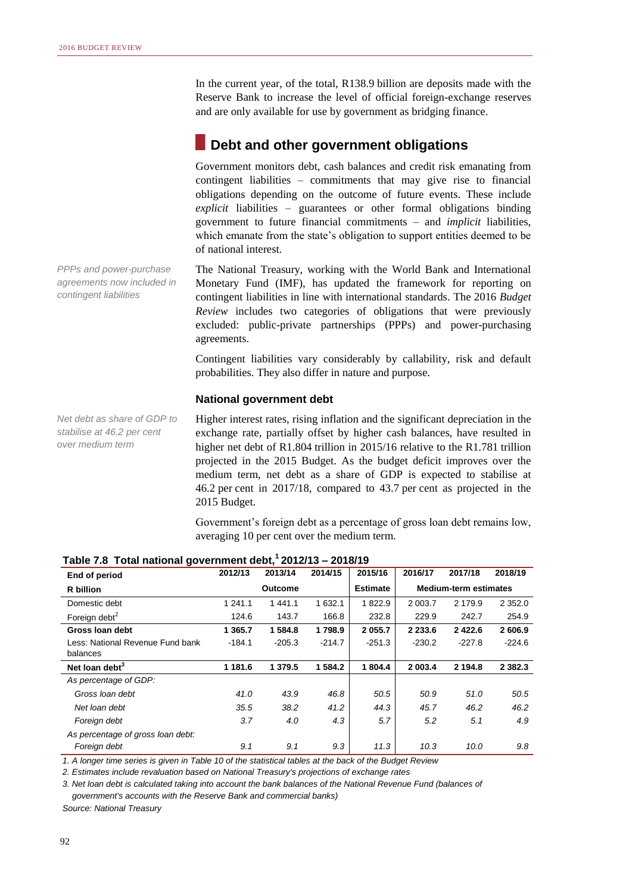In the current year, of the total, R138.9 billion are deposits made with the Reserve Bank to increase the level of official foreign-exchange reserves and are only available for use by government as bridging finance.

## Debt and other government obligations

Government monitors debt, cash balances and credit risk emanating from contingent liabilities – commitments that may give rise to financial obligations depending on the outcome of future events. These include *explicit* liabilities – guarantees or other formal obligations binding government to future financial commitments – and *implicit* liabilities, which emanate from the state's obligation to support entities deemed to be of national interest.

*PPPs and power-purchase agreements now included in contingent liabilities*

The National Treasury, working with the World Bank and International Monetary Fund (IMF), has updated the framework for reporting on contingent liabilities in line with international standards. The 2016 *Budget Review* includes two categories of obligations that were previously excluded: public-private partnerships (PPPs) and power-purchasing agreements.

Contingent liabilities vary considerably by callability, risk and default probabilities. They also differ in nature and purpose.

### National government debt

*Net debt as share of GDP to stabilise at 46.2 per cent over medium term*

Higher interest rates, rising inflation and the significant depreciation in the exchange rate, partially offset by higher cash balances, have resulted in higher net debt of R1.804 trillion in 2015/16 relative to the R1.781 trillion projected in the 2015 Budget. As the budget deficit improves over the medium term, net debt as a share of GDP is expected to stabilise at 46.2 per cent in 2017/18, compared to 43.7 per cent as projected in the 2015 Budget.

Government's foreign debt as a percentage of gross loan debt remains low, averaging 10 per cent over the medium term.

**Table 7.8 Total national government debt,[1] 2012/13 – 2018/19**

| End of period | 2012/13 | 2013/14 | 2014/15 | 2015/16 | 2016/17 | 2017/18 | 2018/19 |
|---|---|---|---|---|---|---|---|
| **R billion** | | **Outcome** | | **Estimate** | | **Medium-term estimates** | |
| Domestic debt | 1 241.1 | 1 441.1 | 1 632.1 | 1 822.9 | 2 003.7 | 2 179.9 | 2 352.0 |
| Foreign debt[2] | 124.6 | 143.7 | 166.8 | 232.8 | 229.9 | 242.7 | 254.9 |
| **Gross loan debt** | **1 365.7** | **1 584.8** | **1 798.9** | **2 055.7** | **2 233.6** | **2 422.6** | **2 606.9** |
| Less: National Revenue Fund bank balances | -184.1 | -205.3 | -214.7 | -251.3 | -230.2 | -227.8 | -224.6 |
| **Net loan debt[3]** | **1 181.6** | **1 379.5** | **1 584.2** | **1 804.4** | **2 003.4** | **2 194.8** | **2 382.3** |
| *As percentage of GDP:* | | | | | | | |
| *Gross loan debt* | *41.0* | *43.9* | *46.8* | *50.5* | *50.9* | *51.0* | *50.5* |
| *Net loan debt* | *35.5* | *38.2* | *41.2* | *44.3* | *45.7* | *46.2* | *46.2* |
| *Foreign debt* | *3.7* | *4.0* | *4.3* | *5.7* | *5.2* | *5.1* | *4.9* |
| *As percentage of gross loan debt:* | | | | | | | |
| *Foreign debt* | *9.1* | *9.1* | *9.3* | *11.3* | *10.3* | *10.0* | *9.8* |

*1. A longer time series is given in Table 10 of the statistical tables at the back of the Budget Review*

*2. Estimates include revaluation based on National Treasury's projections of exchange rates*

*3. Net loan debt is calculated taking into account the bank balances of the National Revenue Fund (balances of government's accounts with the Reserve Bank and commercial banks)*

*Source: National Treasury*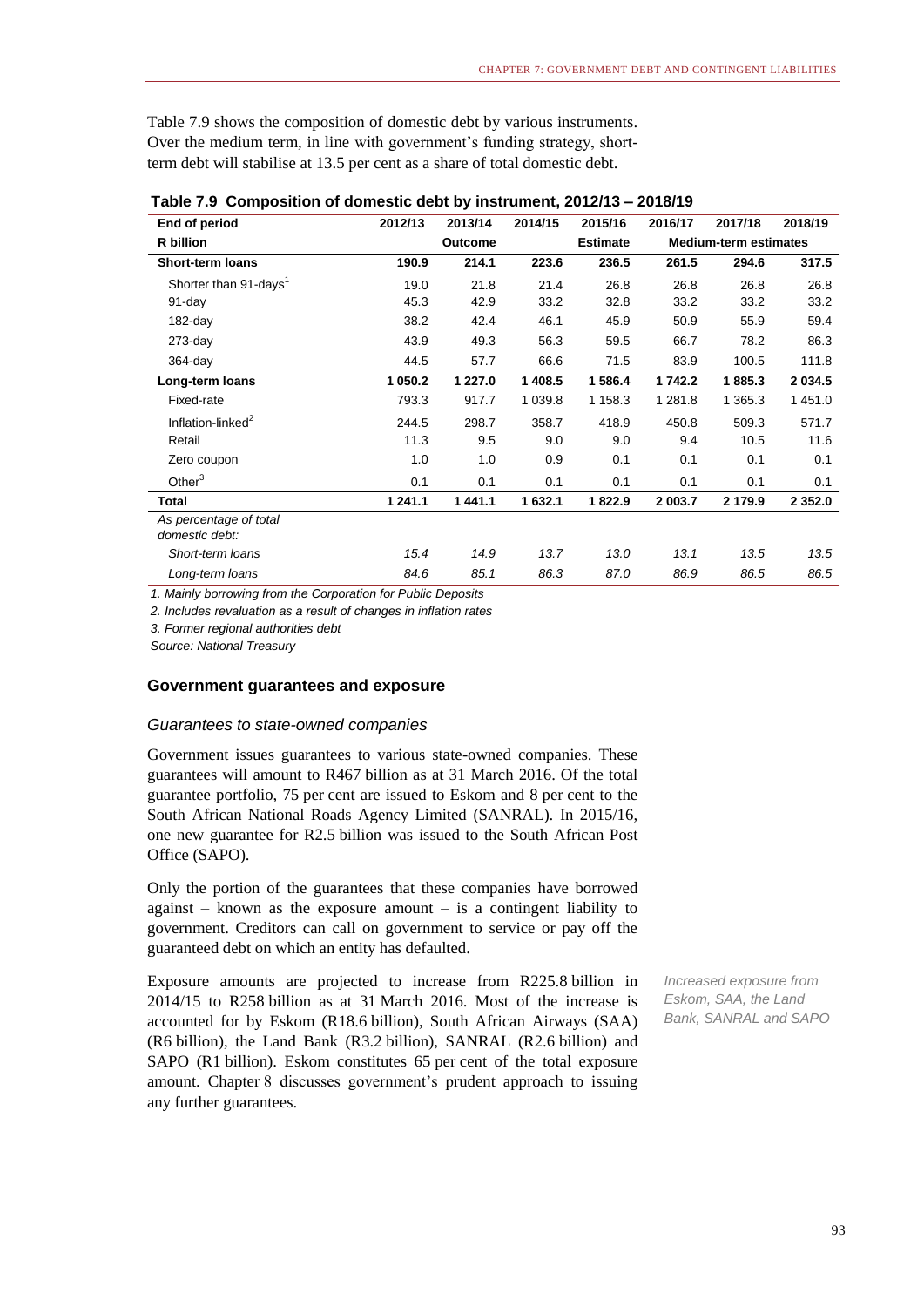Table 7.9 shows the composition of domestic debt by various instruments. Over the medium term, in line with government's funding strategy, short-term debt will stabilise at 13.5 per cent as a share of total domestic debt.

**Table 7.9 Composition of domestic debt by instrument, 2012/13 – 2018/19**

| End of period | 2012/13 | 2013/14 | 2014/15 | 2015/16 | 2016/17 | 2017/18 | 2018/19 |
|---|---|---|---|---|---|---|---|
| **R billion** | | **Outcome** | | **Estimate** | **Medium-term estimates** | | |
| **Short-term loans** | **190.9** | **214.1** | **223.6** | **236.5** | **261.5** | **294.6** | **317.5** |
| Shorter than 91-days[1] | 19.0 | 21.8 | 21.4 | 26.8 | 26.8 | 26.8 | 26.8 |
| 91-day | 45.3 | 42.9 | 33.2 | 32.8 | 33.2 | 33.2 | 33.2 |
| 182-day | 38.2 | 42.4 | 46.1 | 45.9 | 50.9 | 55.9 | 59.4 |
| 273-day | 43.9 | 49.3 | 56.3 | 59.5 | 66.7 | 78.2 | 86.3 |
| 364-day | 44.5 | 57.7 | 66.6 | 71.5 | 83.9 | 100.5 | 111.8 |
| **Long-term loans** | **1 050.2** | **1 227.0** | **1 408.5** | **1 586.4** | **1 742.2** | **1 885.3** | **2 034.5** |
| Fixed-rate | 793.3 | 917.7 | 1 039.8 | 1 158.3 | 1 281.8 | 1 365.3 | 1 451.0 |
| Inflation-linked[2] | 244.5 | 298.7 | 358.7 | 418.9 | 450.8 | 509.3 | 571.7 |
| Retail | 11.3 | 9.5 | 9.0 | 9.0 | 9.4 | 10.5 | 11.6 |
| Zero coupon | 1.0 | 1.0 | 0.9 | 0.1 | 0.1 | 0.1 | 0.1 |
| Other[3] | 0.1 | 0.1 | 0.1 | 0.1 | 0.1 | 0.1 | 0.1 |
| **Total** | **1 241.1** | **1 441.1** | **1 632.1** | **1 822.9** | **2 003.7** | **2 179.9** | **2 352.0** |
| *As percentage of total domestic debt:* | | | | | | | |
| *Short-term loans* | *15.4* | *14.9* | *13.7* | *13.0* | *13.1* | *13.5* | *13.5* |
| *Long-term loans* | *84.6* | *85.1* | *86.3* | *87.0* | *86.9* | *86.5* | *86.5* |

*1. Mainly borrowing from the Corporation for Public Deposits*

*2. Includes revaluation as a result of changes in inflation rates*

*3. Former regional authorities debt*

*Source: National Treasury*

## Government guarantees and exposure

### *Guarantees to state-owned companies*

Government issues guarantees to various state-owned companies. These guarantees will amount to R467 billion as at 31 March 2016. Of the total guarantee portfolio, 75 per cent are issued to Eskom and 8 per cent to the South African National Roads Agency Limited (SANRAL). In 2015/16, one new guarantee for R2.5 billion was issued to the South African Post Office (SAPO).

Only the portion of the guarantees that these companies have borrowed against – known as the exposure amount – is a contingent liability to government. Creditors can call on government to service or pay off the guaranteed debt on which an entity has defaulted.

*Increased exposure from Eskom, SAA, the Land Bank, SANRAL and SAPO*

Exposure amounts are projected to increase from R225.8 billion in 2014/15 to R258 billion as at 31 March 2016. Most of the increase is accounted for by Eskom (R18.6 billion), South African Airways (SAA) (R6 billion), the Land Bank (R3.2 billion), SANRAL (R2.6 billion) and SAPO (R1 billion). Eskom constitutes 65 per cent of the total exposure amount. Chapter 8 discusses government's prudent approach to issuing any further guarantees.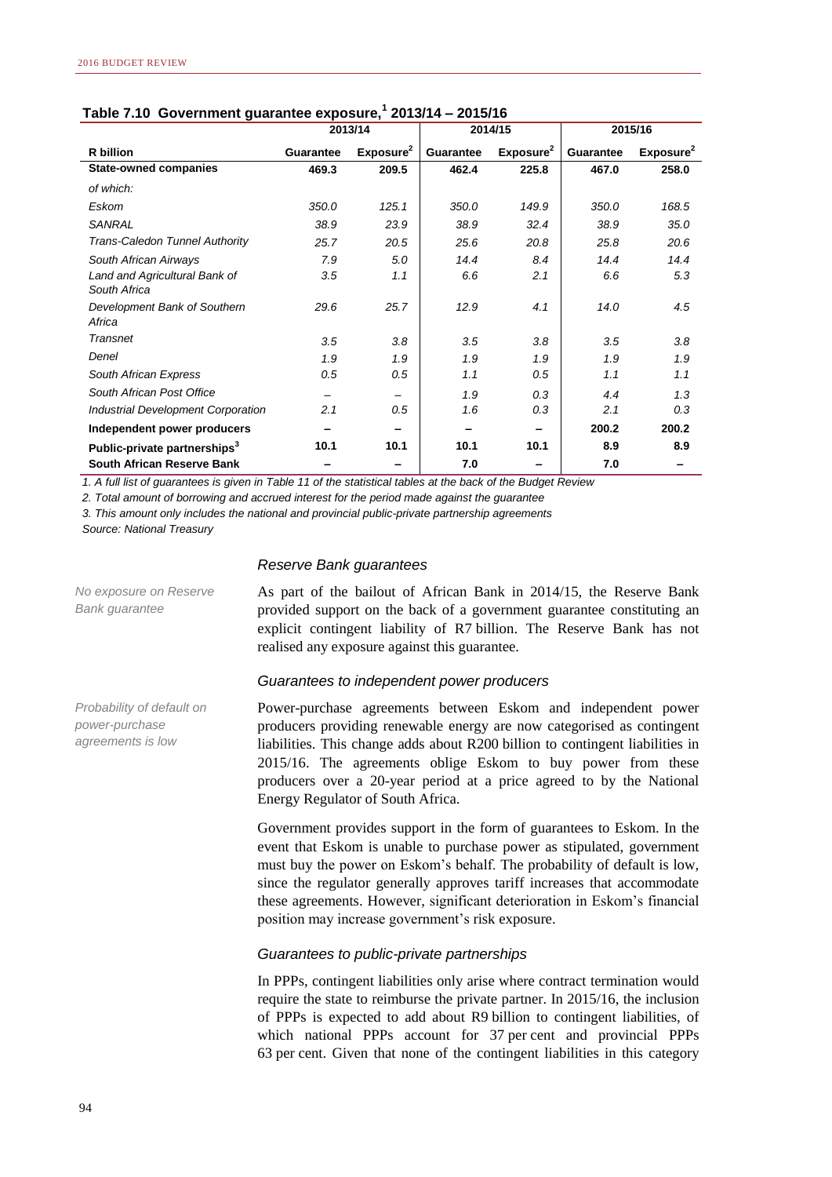**Table 7.10 Government guarantee exposure,[1] 2013/14 – 2015/16**

| | 2013/14 | | 2014/15 | | 2015/16 | |
|---|---|---|---|---|---|---|
| **R billion** | **Guarantee** | **Exposure[2]** | **Guarantee** | **Exposure[2]** | **Guarantee** | **Exposure[2]** |
| **State-owned companies** | **469.3** | **209.5** | **462.4** | **225.8** | **467.0** | **258.0** |
| *of which:* | | | | | | |
| *Eskom* | *350.0* | *125.1* | *350.0* | *149.9* | *350.0* | *168.5* |
| *SANRAL* | *38.9* | *23.9* | *38.9* | *32.4* | *38.9* | *35.0* |
| *Trans-Caledon Tunnel Authority* | *25.7* | *20.5* | *25.6* | *20.8* | *25.8* | *20.6* |
| *South African Airways* | *7.9* | *5.0* | *14.4* | *8.4* | *14.4* | *14.4* |
| *Land and Agricultural Bank of South Africa* | *3.5* | *1.1* | *6.6* | *2.1* | *6.6* | *5.3* |
| *Development Bank of Southern Africa* | *29.6* | *25.7* | *12.9* | *4.1* | *14.0* | *4.5* |
| *Transnet* | *3.5* | *3.8* | *3.5* | *3.8* | *3.5* | *3.8* |
| *Denel* | *1.9* | *1.9* | *1.9* | *1.9* | *1.9* | *1.9* |
| *South African Express* | *0.5* | *0.5* | *1.1* | *0.5* | *1.1* | *1.1* |
| *South African Post Office* | – | – | *1.9* | *0.3* | *4.4* | *1.3* |
| *Industrial Development Corporation* | *2.1* | *0.5* | *1.6* | *0.3* | *2.1* | *0.3* |
| **Independent power producers** | **–** | **–** | **–** | **–** | **200.2** | **200.2** |
| **Public-private partnerships[3]** | **10.1** | **10.1** | **10.1** | **10.1** | **8.9** | **8.9** |
| **South African Reserve Bank** | **–** | **–** | **7.0** | **–** | **7.0** | **–** |

*1. A full list of guarantees is given in Table 11 of the statistical tables at the back of the Budget Review*

*2. Total amount of borrowing and accrued interest for the period made against the guarantee*

*3. This amount only includes the national and provincial public-private partnership agreements*

*Source: National Treasury*

### *Reserve Bank guarantees*

*No exposure on Reserve Bank guarantee*

As part of the bailout of African Bank in 2014/15, the Reserve Bank provided support on the back of a government guarantee constituting an explicit contingent liability of R7 billion. The Reserve Bank has not realised any exposure against this guarantee.

### *Guarantees to independent power producers*

*Probability of default on power-purchase agreements is low*

Power-purchase agreements between Eskom and independent power producers providing renewable energy are now categorised as contingent liabilities. This change adds about R200 billion to contingent liabilities in 2015/16. The agreements oblige Eskom to buy power from these producers over a 20-year period at a price agreed to by the National Energy Regulator of South Africa.

Government provides support in the form of guarantees to Eskom. In the event that Eskom is unable to purchase power as stipulated, government must buy the power on Eskom's behalf. The probability of default is low, since the regulator generally approves tariff increases that accommodate these agreements. However, significant deterioration in Eskom's financial position may increase government's risk exposure.

### *Guarantees to public-private partnerships*

In PPPs, contingent liabilities only arise where contract termination would require the state to reimburse the private partner. In 2015/16, the inclusion of PPPs is expected to add about R9 billion to contingent liabilities, of which national PPPs account for 37 per cent and provincial PPPs 63 per cent. Given that none of the contingent liabilities in this category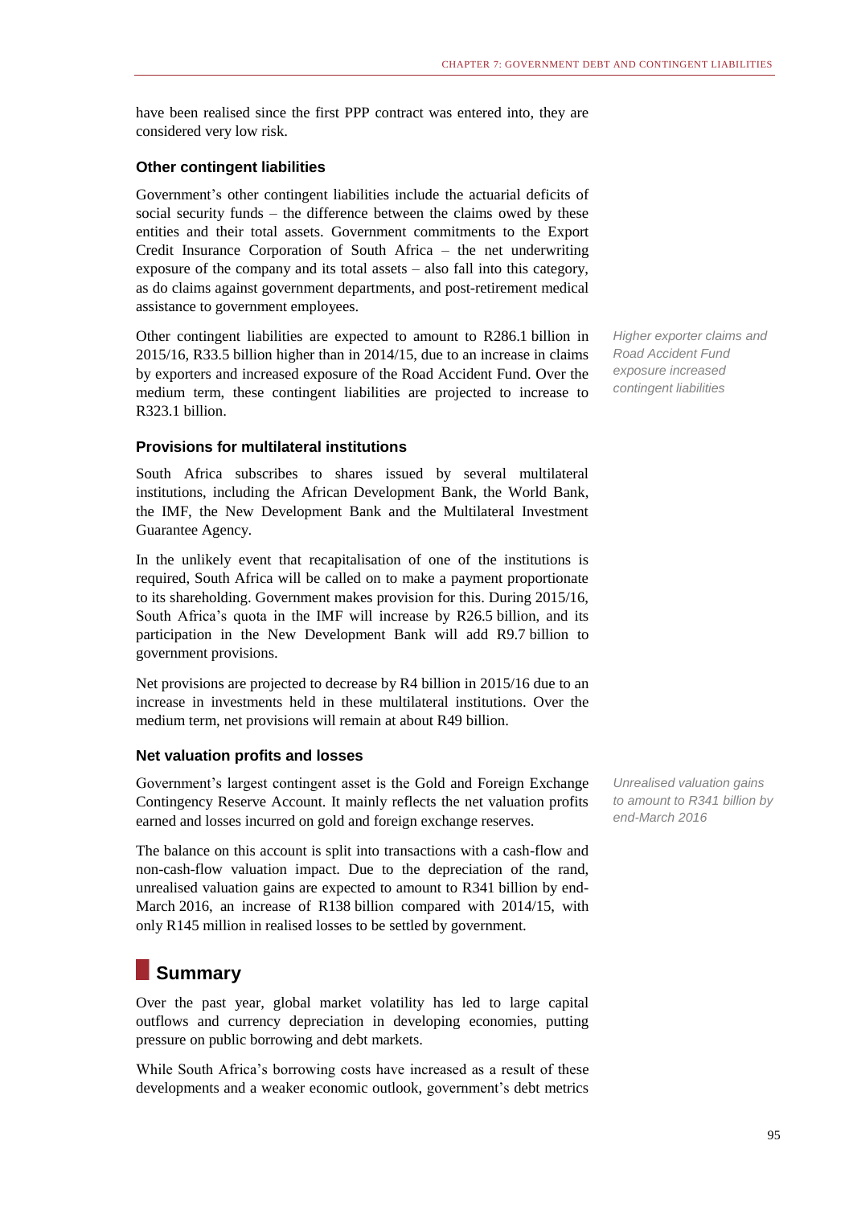have been realised since the first PPP contract was entered into, they are considered very low risk.

### Other contingent liabilities

Government's other contingent liabilities include the actuarial deficits of social security funds – the difference between the claims owed by these entities and their total assets. Government commitments to the Export Credit Insurance Corporation of South Africa – the net underwriting exposure of the company and its total assets – also fall into this category, as do claims against government departments, and post-retirement medical assistance to government employees.

*Higher exporter claims and Road Accident Fund exposure increased contingent liabilities*

Other contingent liabilities are expected to amount to R286.1 billion in 2015/16, R33.5 billion higher than in 2014/15, due to an increase in claims by exporters and increased exposure of the Road Accident Fund. Over the medium term, these contingent liabilities are projected to increase to R323.1 billion.

### Provisions for multilateral institutions

South Africa subscribes to shares issued by several multilateral institutions, including the African Development Bank, the World Bank, the IMF, the New Development Bank and the Multilateral Investment Guarantee Agency.

In the unlikely event that recapitalisation of one of the institutions is required, South Africa will be called on to make a payment proportionate to its shareholding. Government makes provision for this. During 2015/16, South Africa's quota in the IMF will increase by R26.5 billion, and its participation in the New Development Bank will add R9.7 billion to government provisions.

Net provisions are projected to decrease by R4 billion in 2015/16 due to an increase in investments held in these multilateral institutions. Over the medium term, net provisions will remain at about R49 billion.

### Net valuation profits and losses

*Unrealised valuation gains to amount to R341 billion by end-March 2016*

Government's largest contingent asset is the Gold and Foreign Exchange Contingency Reserve Account. It mainly reflects the net valuation profits earned and losses incurred on gold and foreign exchange reserves.

The balance on this account is split into transactions with a cash-flow and non-cash-flow valuation impact. Due to the depreciation of the rand, unrealised valuation gains are expected to amount to R341 billion by end-March 2016, an increase of R138 billion compared with 2014/15, with only R145 million in realised losses to be settled by government.

## Summary

Over the past year, global market volatility has led to large capital outflows and currency depreciation in developing economies, putting pressure on public borrowing and debt markets.

While South Africa's borrowing costs have increased as a result of these developments and a weaker economic outlook, government's debt metrics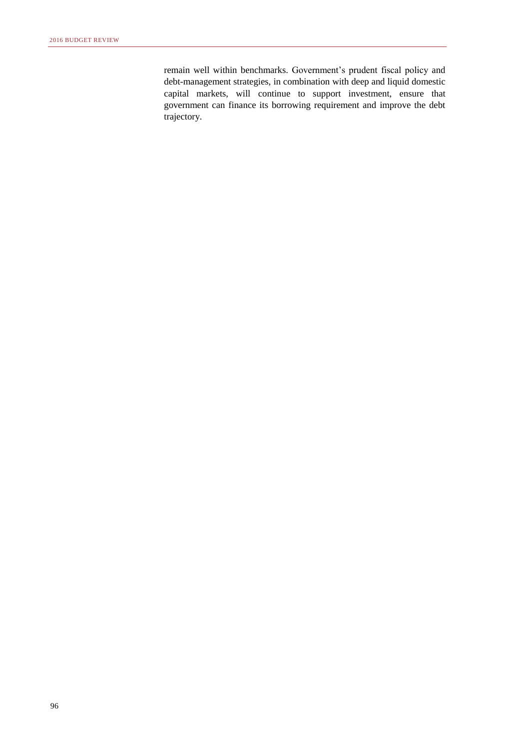remain well within benchmarks. Government's prudent fiscal policy and debt-management strategies, in combination with deep and liquid domestic capital markets, will continue to support investment, ensure that government can finance its borrowing requirement and improve the debt trajectory.